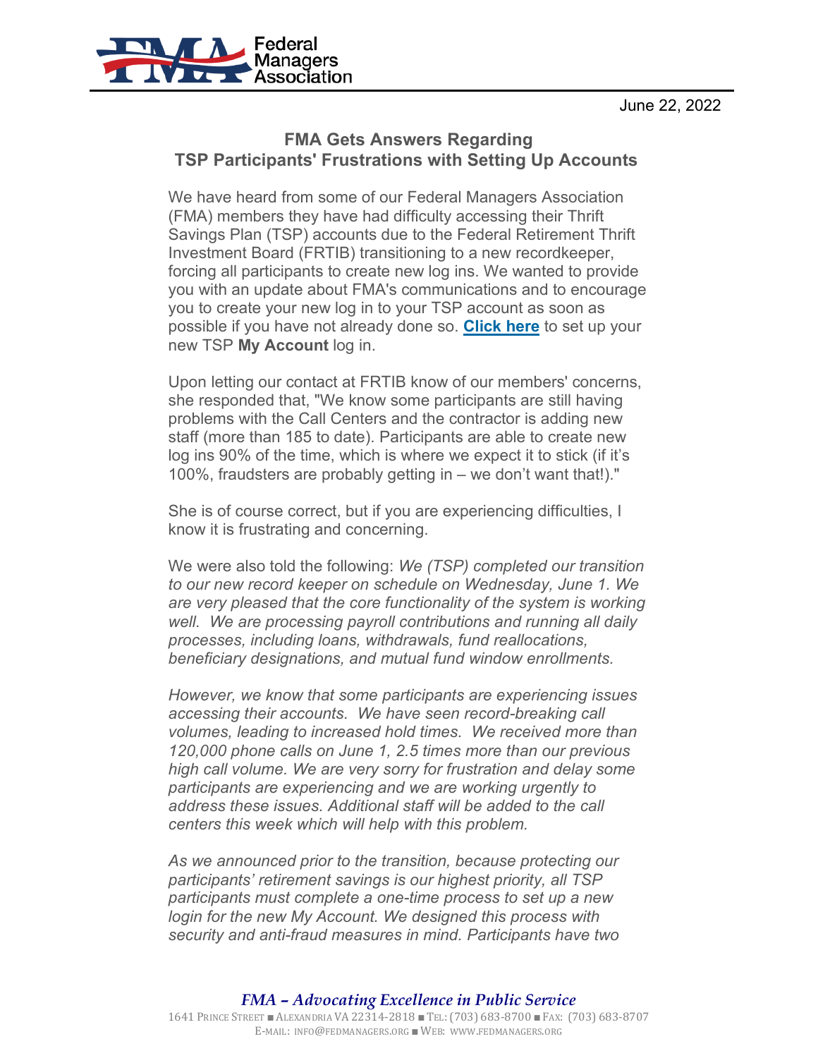Federal Managers Association

June 22, 2022

## FMA Gets Answers Regarding TSP Participants' Frustrations with Setting Up Accounts

We have heard from some of our Federal Managers Association (FMA) members they have had difficulty accessing their Thrift Savings Plan (TSP) accounts due to the Federal Retirement Thrift Investment Board (FRTIB) transitioning to a new recordkeeper, forcing all participants to create new log ins. We wanted to provide you with an update about FMA's communications and to encourage you to create your new log in to your TSP account as soon as possible if you have not already done so. **Click here** to set up your new TSP **My Account** log in.

Upon letting our contact at FRTIB know of our members' concerns, she responded that, "We know some participants are still having problems with the Call Centers and the contractor is adding new staff (more than 185 to date). Participants are able to create new log ins 90% of the time, which is where we expect it to stick (if it's 100%, fraudsters are probably getting in – we don't want that!)."

She is of course correct, but if you are experiencing difficulties, I know it is frustrating and concerning.

We were also told the following: *We (TSP) completed our transition to our new record keeper on schedule on Wednesday, June 1. We are very pleased that the core functionality of the system is working well. We are processing payroll contributions and running all daily processes, including loans, withdrawals, fund reallocations, beneficiary designations, and mutual fund window enrollments.*

*However, we know that some participants are experiencing issues accessing their accounts. We have seen record-breaking call volumes, leading to increased hold times. We received more than 120,000 phone calls on June 1, 2.5 times more than our previous high call volume. We are very sorry for frustration and delay some participants are experiencing and we are working urgently to address these issues. Additional staff will be added to the call centers this week which will help with this problem.*

*As we announced prior to the transition, because protecting our participants' retirement savings is our highest priority, all TSP participants must complete a one-time process to set up a new login for the new My Account. We designed this process with security and anti-fraud measures in mind. Participants have two*

*FMA – Advocating Excellence in Public Service*

1641 Prince Street ■ Alexandria VA 22314-2818 ■ Tel: (703) 683-8700 ■ Fax: (703) 683-8707
E-mail: info@fedmanagers.org ■ Web: www.fedmanagers.org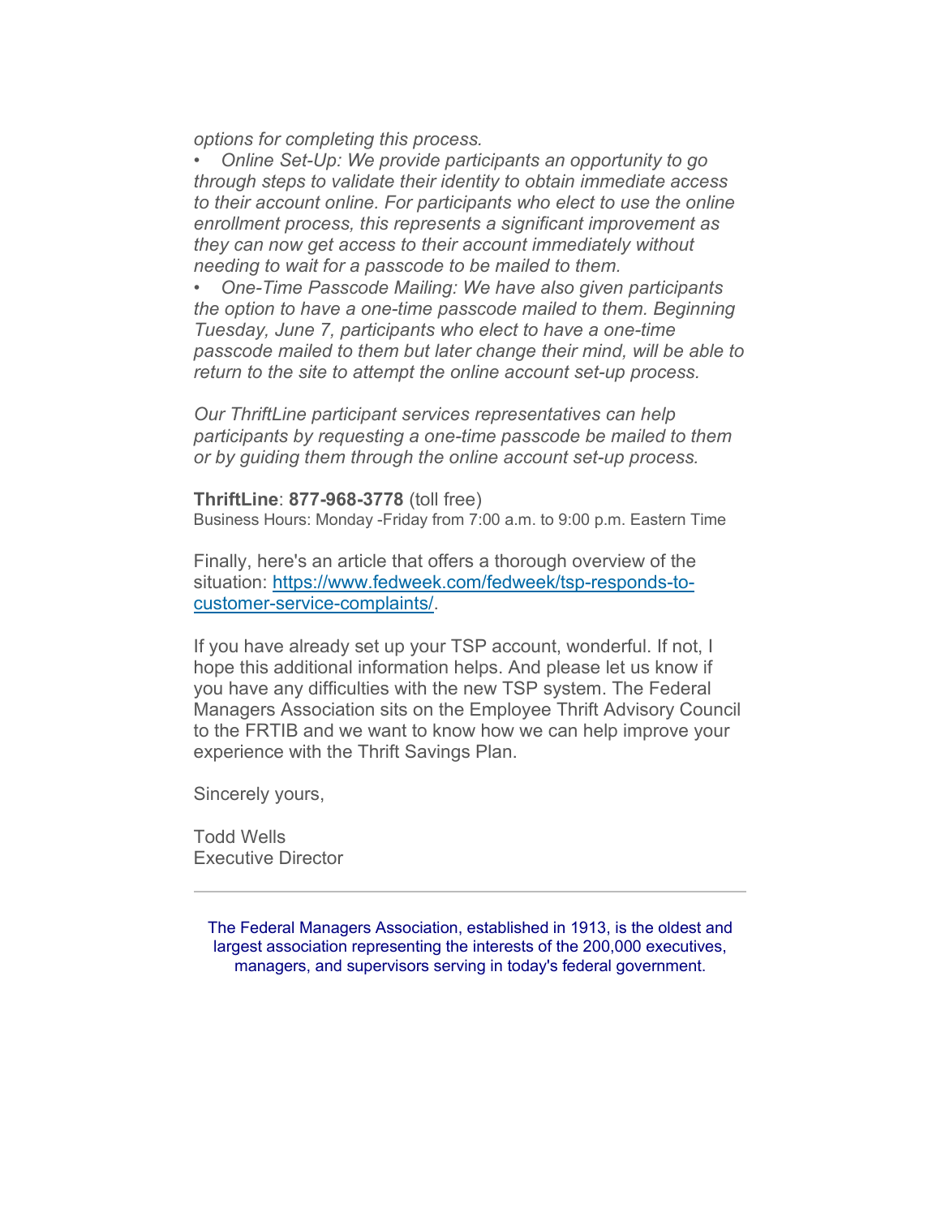*options for completing this process.*

- *Online Set-Up: We provide participants an opportunity to go through steps to validate their identity to obtain immediate access to their account online. For participants who elect to use the online enrollment process, this represents a significant improvement as they can now get access to their account immediately without needing to wait for a passcode to be mailed to them.*
- *One-Time Passcode Mailing: We have also given participants the option to have a one-time passcode mailed to them. Beginning Tuesday, June 7, participants who elect to have a one-time passcode mailed to them but later change their mind, will be able to return to the site to attempt the online account set-up process.*

*Our ThriftLine participant services representatives can help participants by requesting a one-time passcode be mailed to them or by guiding them through the online account set-up process.*

**ThriftLine**: **877-968-3778** (toll free)
Business Hours: Monday -Friday from 7:00 a.m. to 9:00 p.m. Eastern Time

Finally, here's an article that offers a thorough overview of the situation: [https://www.fedweek.com/fedweek/tsp-responds-to-customer-service-complaints/](https://www.fedweek.com/fedweek/tsp-responds-to-customer-service-complaints/).

If you have already set up your TSP account, wonderful. If not, I hope this additional information helps. And please let us know if you have any difficulties with the new TSP system. The Federal Managers Association sits on the Employee Thrift Advisory Council to the FRTIB and we want to know how we can help improve your experience with the Thrift Savings Plan.

Sincerely yours,

Todd Wells
Executive Director

---

The Federal Managers Association, established in 1913, is the oldest and largest association representing the interests of the 200,000 executives, managers, and supervisors serving in today's federal government.